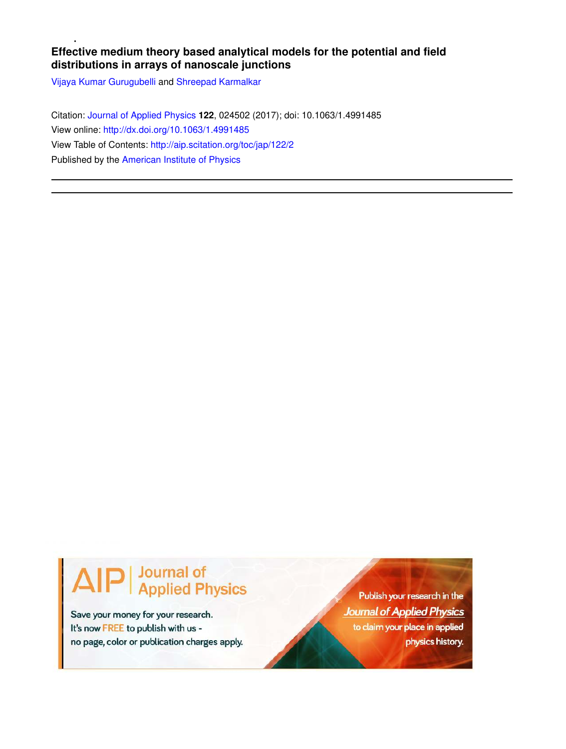# Effective medium theory based analytical models for the potential and field distributions in arrays of nanoscale junctions

Vijaya Kumar Gurugubelli and Shreepad Karmalkar

Citation: Journal of Applied Physics **122**, 024502 (2017); doi: 10.1063/1.4991485

View online: http://dx.doi.org/10.1063/1.4991485

View Table of Contents: http://aip.scitation.org/toc/jap/122/2

Published by the American Institute of Physics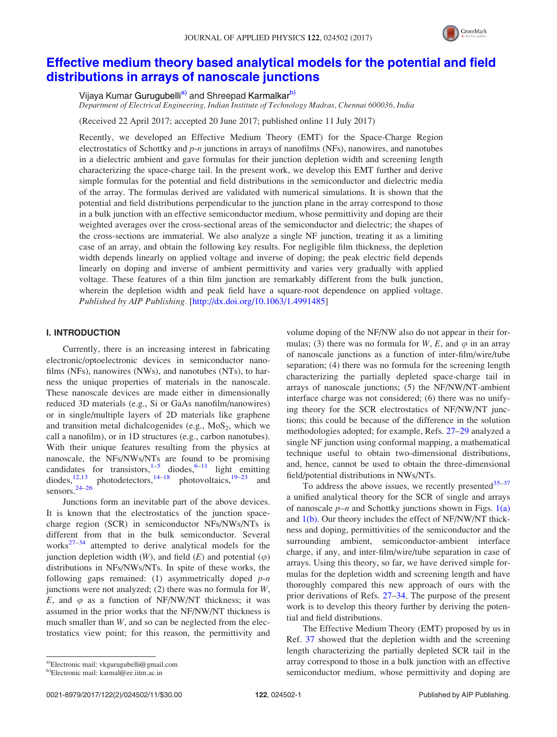# Effective medium theory based analytical models for the potential and field distributions in arrays of nanoscale junctions

Vijaya Kumar Gurugubelli[a)] and Shreepad Karmalkar[b)]

*Department of Electrical Engineering, Indian Institute of Technology Madras, Chennai 600036, India*

(Received 22 April 2017; accepted 20 June 2017; published online 11 July 2017)

Recently, we developed an Effective Medium Theory (EMT) for the Space-Charge Region electrostatics of Schottky and *p-n* junctions in arrays of nanofilms (NFs), nanowires, and nanotubes in a dielectric ambient and gave formulas for their junction depletion width and screening length characterizing the space-charge tail. In the present work, we develop this EMT further and derive simple formulas for the potential and field distributions in the semiconductor and dielectric media of the array. The formulas derived are validated with numerical simulations. It is shown that the potential and field distributions perpendicular to the junction plane in the array correspond to those in a bulk junction with an effective semiconductor medium, whose permittivity and doping are their weighted averages over the cross-sectional areas of the semiconductor and dielectric; the shapes of the cross-sections are immaterial. We also analyze a single NF junction, treating it as a limiting case of an array, and obtain the following key results. For negligible film thickness, the depletion width depends linearly on applied voltage and inverse of doping; the peak electric field depends linearly on doping and inverse of ambient permittivity and varies very gradually with applied voltage. These features of a thin film junction are remarkably different from the bulk junction, wherein the depletion width and peak field have a square-root dependence on applied voltage. *Published by AIP Publishing.* [http://dx.doi.org/10.1063/1.4991485]

## I. INTRODUCTION

Currently, there is an increasing interest in fabricating electronic/optoelectronic devices in semiconductor nanofilms (NFs), nanowires (NWs), and nanotubes (NTs), to harness the unique properties of materials in the nanoscale. These nanoscale devices are made either in dimensionally reduced 3D materials (e.g., Si or GaAs nanofilm/nanowires) or in single/multiple layers of 2D materials like graphene and transition metal dichalcogenides (e.g., $MoS_2$, which we call a nanofilm), or in 1D structures (e.g., carbon nanotubes). With their unique features resulting from the physics at nanoscale, the NFs/NWs/NTs are found to be promising candidates for transistors,[1–5] diodes,[6–11] light emitting diodes,[12,13] photodetectors,[14–18] photovoltaics,[19–23] and sensors.[24–26]

Junctions form an inevitable part of the above devices. It is known that the electrostatics of the junction space-charge region (SCR) in semiconductor NFs/NWs/NTs is different from that in the bulk semiconductor. Several works[27–34] attempted to derive analytical models for the junction depletion width ($W$), and field ($E$) and potential ($\varphi$) distributions in NFs/NWs/NTs. In spite of these works, the following gaps remained: (1) asymmetrically doped *p-n* junctions were not analyzed; (2) there was no formula for $W$, $E$, and $\varphi$ as a function of NF/NW/NT thickness; it was assumed in the prior works that the NF/NW/NT thickness is much smaller than $W$, and so can be neglected from the electrostatics view point; for this reason, the permittivity and volume doping of the NF/NW also do not appear in their formulas; (3) there was no formula for $W$, $E$, and $\varphi$ in an array of nanoscale junctions as a function of inter-film/wire/tube separation; (4) there was no formula for the screening length characterizing the partially depleted space-charge tail in arrays of nanoscale junctions; (5) the NF/NW/NT-ambient interface charge was not considered; (6) there was no unifying theory for the SCR electrostatics of NF/NW/NT junctions; this could be because of the difference in the solution methodologies adopted; for example, Refs. 27–29 analyzed a single NF junction using conformal mapping, a mathematical technique useful to obtain two-dimensional distributions, and, hence, cannot be used to obtain the three-dimensional field/potential distributions in NWs/NTs.

To address the above issues, we recently presented[35–37] a unified analytical theory for the SCR of single and arrays of nanoscale *p–n* and Schottky junctions shown in Figs. 1(a) and 1(b). Our theory includes the effect of NF/NW/NT thickness and doping, permittivities of the semiconductor and the surrounding ambient, semiconductor-ambient interface charge, if any, and inter-film/wire/tube separation in case of arrays. Using this theory, so far, we have derived simple formulas for the depletion width and screening length and have thoroughly compared this new approach of ours with the prior derivations of Refs. 27–34. The purpose of the present work is to develop this theory further by deriving the potential and field distributions.

The Effective Medium Theory (EMT) proposed by us in Ref. 37 showed that the depletion width and the screening length characterizing the partially depleted SCR tail in the array correspond to those in a bulk junction with an effective semiconductor medium, whose permittivity and doping are

[a)]Electronic mail: vkgurugubelli@gmail.com

[b)]Electronic mail: karmal@ee.iitm.ac.in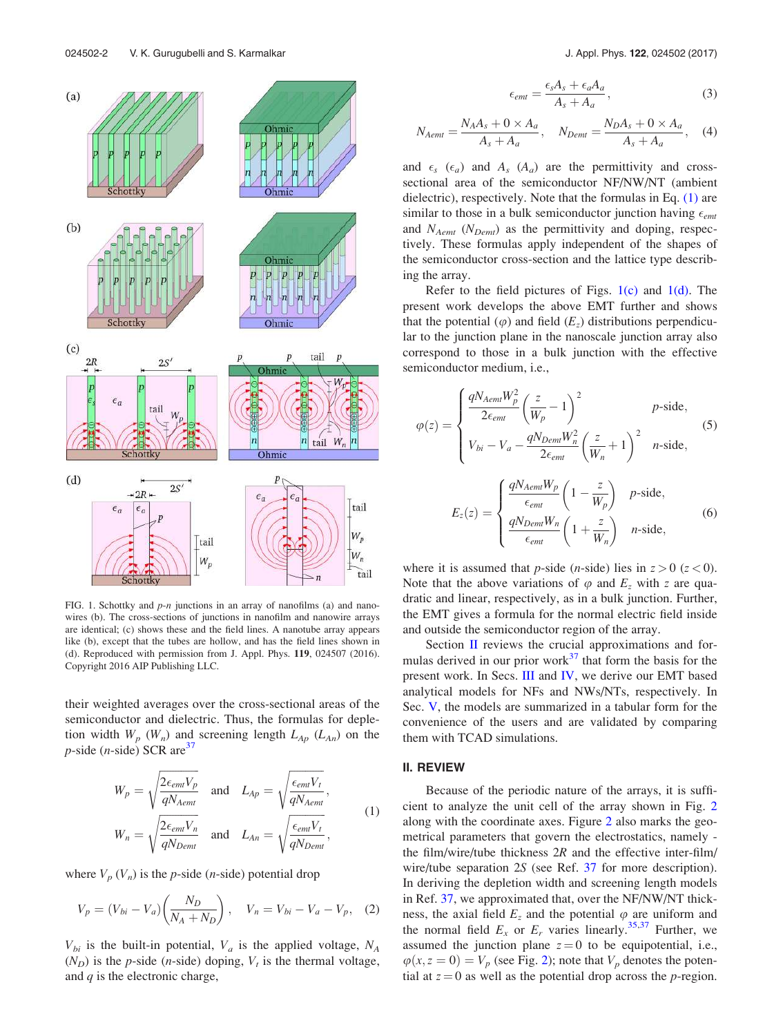FIG. 1. Schottky and $p$-$n$ junctions in an array of nanofilms (a) and nanowires (b). The cross-sections of junctions in nanofilm and nanowire arrays are identical; (c) shows these and the field lines. A nanotube array appears like (b), except that the tubes are hollow, and has the field lines shown in (d). Reproduced with permission from J. Appl. Phys. **119**, 024507 (2016). Copyright 2016 AIP Publishing LLC.

their weighted averages over the cross-sectional areas of the semiconductor and dielectric. Thus, the formulas for depletion width $W_p$ ($W_n$) and screening length $L_{Ap}$ ($L_{An}$) on the $p$-side ($n$-side) SCR are[37]

$$W_p = \sqrt{\frac{2\epsilon_{emt}V_p}{qN_{Aemt}}} \quad \text{and} \quad L_{Ap} = \sqrt{\frac{\epsilon_{emt}V_t}{qN_{Aemt}}},$$
$$W_n = \sqrt{\frac{2\epsilon_{emt}V_n}{qN_{Demt}}} \quad \text{and} \quad L_{An} = \sqrt{\frac{\epsilon_{emt}V_t}{qN_{Demt}}}, \tag{1}$$

where $V_p$ ($V_n$) is the $p$-side ($n$-side) potential drop

$$V_p = (V_{bi} - V_a)\left(\frac{N_D}{N_A + N_D}\right), \quad V_n = V_{bi} - V_a - V_p, \tag{2}$$

$V_{bi}$ is the built-in potential, $V_a$ is the applied voltage, $N_A$ ($N_D$) is the $p$-side ($n$-side) doping, $V_t$ is the thermal voltage, and $q$ is the electronic charge,

$$\epsilon_{emt} = \frac{\epsilon_s A_s + \epsilon_a A_a}{A_s + A_a}, \tag{3}$$

$$N_{Aemt} = \frac{N_A A_s + 0 \times A_a}{A_s + A_a}, \quad N_{Demt} = \frac{N_D A_s + 0 \times A_a}{A_s + A_a}, \tag{4}$$

and $\epsilon_s$ ($\epsilon_a$) and $A_s$ ($A_a$) are the permittivity and cross-sectional area of the semiconductor NF/NW/NT (ambient dielectric), respectively. Note that the formulas in Eq. (1) are similar to those in a bulk semiconductor junction having $\epsilon_{emt}$ and $N_{Aemt}$ ($N_{Demt}$) as the permittivity and doping, respectively. These formulas apply independent of the shapes of the semiconductor cross-section and the lattice type describing the array.

Refer to the field pictures of Figs. 1(c) and 1(d). The present work develops the above EMT further and shows that the potential ($\varphi$) and field ($E_z$) distributions perpendicular to the junction plane in the nanoscale junction array also correspond to those in a bulk junction with the effective semiconductor medium, i.e.,

$$\varphi(z) = \begin{cases} \dfrac{qN_{Aemt}W_p^2}{2\epsilon_{emt}}\left(\dfrac{z}{W_p} - 1\right)^2 & p\text{-side}, \\ V_{bi} - V_a - \dfrac{qN_{Demt}W_n^2}{2\epsilon_{emt}}\left(\dfrac{z}{W_n} + 1\right)^2 & n\text{-side}, \end{cases} \tag{5}$$

$$E_z(z) = \begin{cases} \dfrac{qN_{Aemt}W_p}{\epsilon_{emt}}\left(1 - \dfrac{z}{W_p}\right) & p\text{-side}, \\ \dfrac{qN_{Demt}W_n}{\epsilon_{emt}}\left(1 + \dfrac{z}{W_n}\right) & n\text{-side}, \end{cases} \tag{6}$$

where it is assumed that $p$-side ($n$-side) lies in $z > 0$ ($z < 0$). Note that the above variations of $\varphi$ and $E_z$ with $z$ are quadratic and linear, respectively, as in a bulk junction. Further, the EMT gives a formula for the normal electric field inside and outside the semiconductor region of the array.

Section II reviews the crucial approximations and formulas derived in our prior work[37] that form the basis for the present work. In Secs. III and IV, we derive our EMT based analytical models for NFs and NWs/NTs, respectively. In Sec. V, the models are summarized in a tabular form for the convenience of the users and are validated by comparing them with TCAD simulations.

## II. REVIEW

Because of the periodic nature of the arrays, it is sufficient to analyze the unit cell of the array shown in Fig. 2 along with the coordinate axes. Figure 2 also marks the geometrical parameters that govern the electrostatics, namely - the film/wire/tube thickness $2R$ and the effective inter-film/wire/tube separation $2S$ (see Ref. 37 for more description). In deriving the depletion width and screening length models in Ref. 37, we approximated that, over the NF/NW/NT thickness, the axial field $E_z$ and the potential $\varphi$ are uniform and the normal field $E_x$ or $E_r$ varies linearly.[35,37] Further, we assumed the junction plane $z = 0$ to be equipotential, i.e., $\varphi(x, z = 0) = V_p$ (see Fig. 2); note that $V_p$ denotes the potential at $z = 0$ as well as the potential drop across the $p$-region.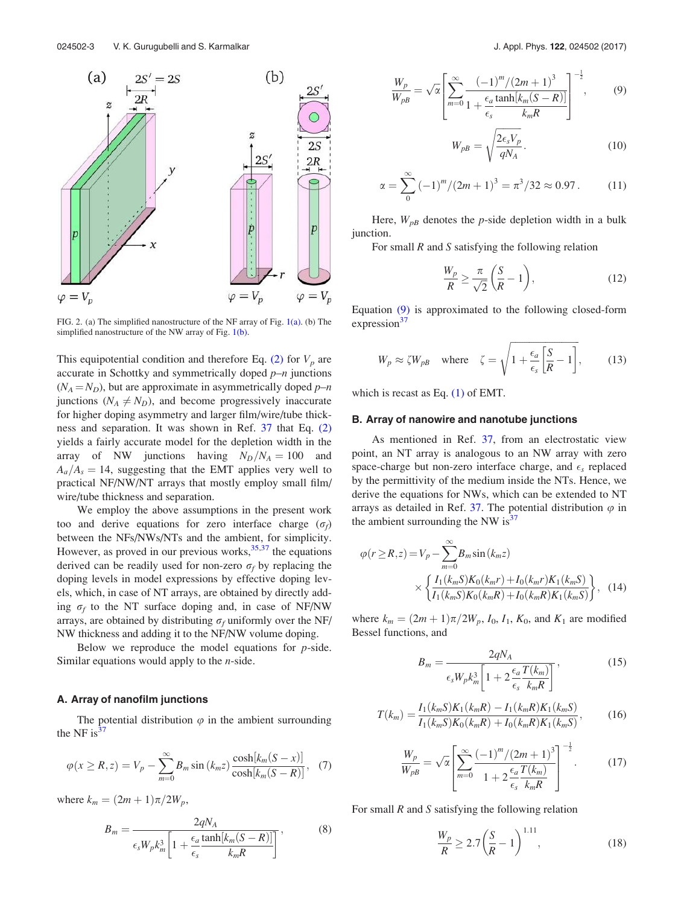FIG. 2. (a) The simplified nanostructure of the NF array of Fig. 1(a). (b) The simplified nanostructure of the NW array of Fig. 1(b).

This equipotential condition and therefore Eq. (2) for $V_p$ are accurate in Schottky and symmetrically doped $p$–$n$ junctions ($N_A = N_D$), but are approximate in asymmetrically doped $p$–$n$ junctions ($N_A \neq N_D$), and become progressively inaccurate for higher doping asymmetry and larger film/wire/tube thickness and separation. It was shown in Ref. 37 that Eq. (2) yields a fairly accurate model for the depletion width in the array of NW junctions having $N_D/N_A = 100$ and $A_a/A_s = 14$, suggesting that the EMT applies very well to practical NF/NW/NT arrays that mostly employ small film/wire/tube thickness and separation.

We employ the above assumptions in the present work too and derive equations for zero interface charge ($\sigma_f$) between the NFs/NWs/NTs and the ambient, for simplicity. However, as proved in our previous works,[35,37] the equations derived can be readily used for non-zero $\sigma_f$ by replacing the doping levels in model expressions by effective doping levels, which, in case of NT arrays, are obtained by directly adding $\sigma_f$ to the NT surface doping and, in case of NF/NW arrays, are obtained by distributing $\sigma_f$ uniformly over the NF/NW thickness and adding it to the NF/NW volume doping.

Below we reproduce the model equations for $p$-side. Similar equations would apply to the $n$-side.

### A. Array of nanofilm junctions

The potential distribution $\varphi$ in the ambient surrounding the NF is[37]

$$\varphi(x \geq R, z) = V_p - \sum_{m=0}^{\infty} B_m \sin(k_m z) \frac{\cosh[k_m(S-x)]}{\cosh[k_m(S-R)]}, \quad (7)$$

where $k_m = (2m+1)\pi/2W_p$,

$$B_m = \frac{2qN_A}{\epsilon_s W_p k_m^3 \left[1 + \frac{\epsilon_a}{\epsilon_s} \frac{\tanh[k_m(S-R)]}{k_m R}\right]}, \quad (8)$$

$$\frac{W_p}{W_{pB}} = \sqrt{\alpha} \left[ \sum_{m=0}^{\infty} \frac{(-1)^m/(2m+1)^3}{1 + \frac{\epsilon_a}{\epsilon_s} \frac{\tanh[k_m(S-R)]}{k_m R}} \right]^{-\frac{1}{2}}, \quad (9)$$

$$W_{pB} = \sqrt{\frac{2\epsilon_s V_p}{qN_A}}. \quad (10)$$

$$\alpha = \sum_{0}^{\infty} (-1)^m/(2m+1)^3 = \pi^3/32 \approx 0.97. \quad (11)$$

Here, $W_{pB}$ denotes the $p$-side depletion width in a bulk junction.

For small $R$ and $S$ satisfying the following relation

$$\frac{W_p}{R} \geq \frac{\pi}{\sqrt{2}} \left(\frac{S}{R} - 1\right), \quad (12)$$

Equation (9) is approximated to the following closed-form expression[37]

$$W_p \approx \zeta W_{pB} \quad \text{where} \quad \zeta = \sqrt{1 + \frac{\epsilon_a}{\epsilon_s}\left[\frac{S}{R} - 1\right]}, \quad (13)$$

which is recast as Eq. (1) of EMT.

### B. Array of nanowire and nanotube junctions

As mentioned in Ref. 37, from an electrostatic view point, an NT array is analogous to an NW array with zero space-charge but non-zero interface charge, and $\epsilon_s$ replaced by the permittivity of the medium inside the NTs. Hence, we derive the equations for NWs, which can be extended to NT arrays as detailed in Ref. 37. The potential distribution $\varphi$ in the ambient surrounding the NW is[37]

$$\varphi(r \geq R, z) = V_p - \sum_{m=0}^{\infty} B_m \sin(k_m z) \times \left\{ \frac{I_1(k_m S)K_0(k_m r) + I_0(k_m r)K_1(k_m S)}{I_1(k_m S)K_0(k_m R) + I_0(k_m R)K_1(k_m S)} \right\}, \quad (14)$$

where $k_m = (2m+1)\pi/2W_p$, $I_0$, $I_1$, $K_0$, and $K_1$ are modified Bessel functions, and

$$B_m = \frac{2qN_A}{\epsilon_s W_p k_m^3 \left[1 + 2\frac{\epsilon_a}{\epsilon_s} \frac{T(k_m)}{k_m R}\right]}, \quad (15)$$

$$T(k_m) = \frac{I_1(k_m S)K_1(k_m R) - I_1(k_m R)K_1(k_m S)}{I_1(k_m S)K_0(k_m R) + I_0(k_m R)K_1(k_m S)}, \quad (16)$$

$$\frac{W_p}{W_{pB}} = \sqrt{\alpha} \left[ \sum_{m=0}^{\infty} \frac{(-1)^m/(2m+1)^3}{1 + 2\frac{\epsilon_a}{\epsilon_s} \frac{T(k_m)}{k_m R}} \right]^{-\frac{1}{2}}. \quad (17)$$

For small $R$ and $S$ satisfying the following relation

$$\frac{W_p}{R} \geq 2.7 \left(\frac{S}{R} - 1\right)^{1.11}, \quad (18)$$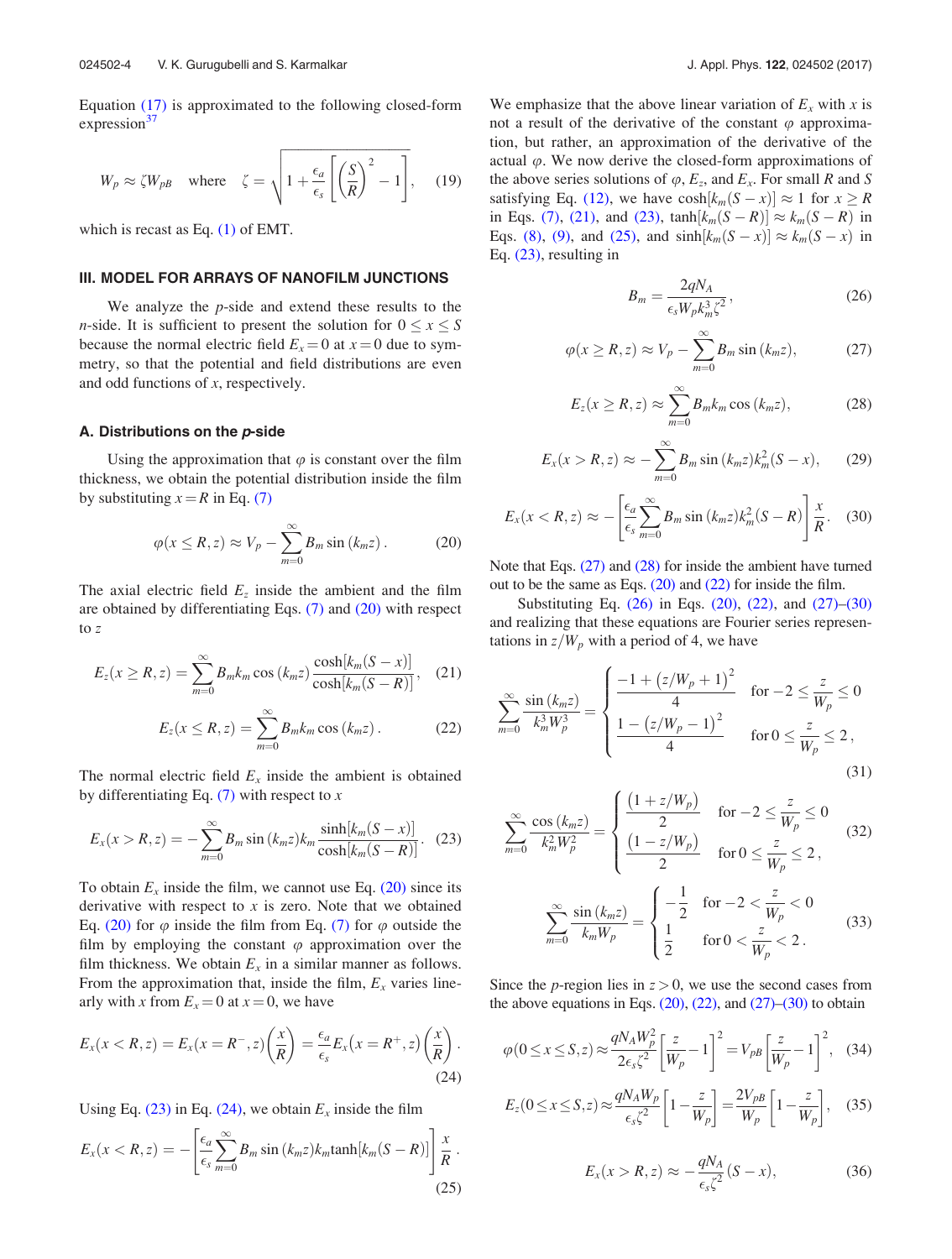Equation (17) is approximated to the following closed-form expression[37]

$$W_p \approx \zeta W_{pB} \quad \text{where} \quad \zeta = \sqrt{1 + \frac{\epsilon_a}{\epsilon_s}\left[\left(\frac{S}{R}\right)^2 - 1\right]}, \tag{19}$$

which is recast as Eq. (1) of EMT.

## III. MODEL FOR ARRAYS OF NANOFILM JUNCTIONS

We analyze the $p$-side and extend these results to the $n$-side. It is sufficient to present the solution for $0 \le x \le S$ because the normal electric field $E_x = 0$ at $x = 0$ due to symmetry, so that the potential and field distributions are even and odd functions of $x$, respectively.

### A. Distributions on the *p*-side

Using the approximation that $\varphi$ is constant over the film thickness, we obtain the potential distribution inside the film by substituting $x = R$ in Eq. (7)

$$\varphi(x \le R, z) \approx V_p - \sum_{m=0}^{\infty} B_m \sin(k_m z). \tag{20}$$

The axial electric field $E_z$ inside the ambient and the film are obtained by differentiating Eqs. (7) and (20) with respect to $z$

$$E_z(x \ge R, z) = \sum_{m=0}^{\infty} B_m k_m \cos(k_m z) \frac{\cosh[k_m(S-x)]}{\cosh[k_m(S-R)]}, \tag{21}$$

$$E_z(x \le R, z) = \sum_{m=0}^{\infty} B_m k_m \cos(k_m z). \tag{22}$$

The normal electric field $E_x$ inside the ambient is obtained by differentiating Eq. (7) with respect to $x$

$$E_x(x > R, z) = -\sum_{m=0}^{\infty} B_m \sin(k_m z) k_m \frac{\sinh[k_m(S-x)]}{\cosh[k_m(S-R)]}. \tag{23}$$

To obtain $E_x$ inside the film, we cannot use Eq. (20) since its derivative with respect to $x$ is zero. Note that we obtained Eq. (20) for $\varphi$ inside the film from Eq. (7) for $\varphi$ outside the film by employing the constant $\varphi$ approximation over the film thickness. We obtain $E_x$ in a similar manner as follows. From the approximation that, inside the film, $E_x$ varies linearly with $x$ from $E_x = 0$ at $x = 0$, we have

$$E_x(x < R, z) = E_x(x = R^-, z)\left(\frac{x}{R}\right) = \frac{\epsilon_a}{\epsilon_s} E_x(x = R^+, z)\left(\frac{x}{R}\right). \tag{24}$$

Using Eq. (23) in Eq. (24), we obtain $E_x$ inside the film

$$E_x(x < R, z) = -\left[\frac{\epsilon_a}{\epsilon_s}\sum_{m=0}^{\infty} B_m \sin(k_m z) k_m \tanh[k_m(S-R)]\right]\frac{x}{R}. \tag{25}$$

We emphasize that the above linear variation of $E_x$ with $x$ is not a result of the derivative of the constant $\varphi$ approximation, but rather, an approximation of the derivative of the actual $\varphi$. We now derive the closed-form approximations of the above series solutions of $\varphi$, $E_z$, and $E_x$. For small $R$ and $S$ satisfying Eq. (12), we have $\cosh[k_m(S-x)] \approx 1$ for $x \ge R$ in Eqs. (7), (21), and (23), $\tanh[k_m(S-R)] \approx k_m(S-R)$ in Eqs. (8), (9), and (25), and $\sinh[k_m(S-x)] \approx k_m(S-x)$ in Eq. (23), resulting in

$$B_m = \frac{2qN_A}{\epsilon_s W_p k_m^3 \zeta^2}, \tag{26}$$

$$\varphi(x \ge R, z) \approx V_p - \sum_{m=0}^{\infty} B_m \sin(k_m z), \tag{27}$$

$$E_z(x \ge R, z) \approx \sum_{m=0}^{\infty} B_m k_m \cos(k_m z), \tag{28}$$

$$E_x(x > R, z) \approx -\sum_{m=0}^{\infty} B_m \sin(k_m z) k_m^2 (S-x), \tag{29}$$

$$E_x(x < R, z) \approx -\left[\frac{\epsilon_a}{\epsilon_s}\sum_{m=0}^{\infty} B_m \sin(k_m z) k_m^2 (S-R)\right]\frac{x}{R}. \tag{30}$$

Note that Eqs. (27) and (28) for inside the ambient have turned out to be the same as Eqs. (20) and (22) for inside the film.

Substituting Eq. (26) in Eqs. (20), (22), and (27)–(30) and realizing that these equations are Fourier series representations in $z/W_p$ with a period of 4, we have

$$\sum_{m=0}^{\infty} \frac{\sin(k_m z)}{k_m^3 W_p^3} = \begin{cases} \dfrac{-1 + (z/W_p + 1)^2}{4} & \text{for } -2 \le \dfrac{z}{W_p} \le 0 \\[2ex] \dfrac{1 - (z/W_p - 1)^2}{4} & \text{for } 0 \le \dfrac{z}{W_p} \le 2, \end{cases} \tag{31}$$

$$\sum_{m=0}^{\infty} \frac{\cos(k_m z)}{k_m^2 W_p^2} = \begin{cases} \dfrac{(1 + z/W_p)}{2} & \text{for } -2 \le \dfrac{z}{W_p} \le 0 \\[2ex] \dfrac{(1 - z/W_p)}{2} & \text{for } 0 \le \dfrac{z}{W_p} \le 2, \end{cases} \tag{32}$$

$$\sum_{m=0}^{\infty} \frac{\sin(k_m z)}{k_m W_p} = \begin{cases} -\dfrac{1}{2} & \text{for } -2 < \dfrac{z}{W_p} < 0 \\[2ex] \dfrac{1}{2} & \text{for } 0 < \dfrac{z}{W_p} < 2. \end{cases} \tag{33}$$

Since the $p$-region lies in $z > 0$, we use the second cases from the above equations in Eqs. (20), (22), and (27)–(30) to obtain

$$\varphi(0 \le x \le S, z) \approx \frac{qN_A W_p^2}{2\epsilon_s \zeta^2}\left[\frac{z}{W_p} - 1\right]^2 = V_{pB}\left[\frac{z}{W_p} - 1\right]^2, \tag{34}$$

$$E_z(0 \le x \le S, z) \approx \frac{qN_A W_p}{\epsilon_s \zeta^2}\left[1 - \frac{z}{W_p}\right] = \frac{2V_{pB}}{W_p}\left[1 - \frac{z}{W_p}\right], \tag{35}$$

$$E_x(x > R, z) \approx -\frac{qN_A}{\epsilon_s \zeta^2}(S - x), \tag{36}$$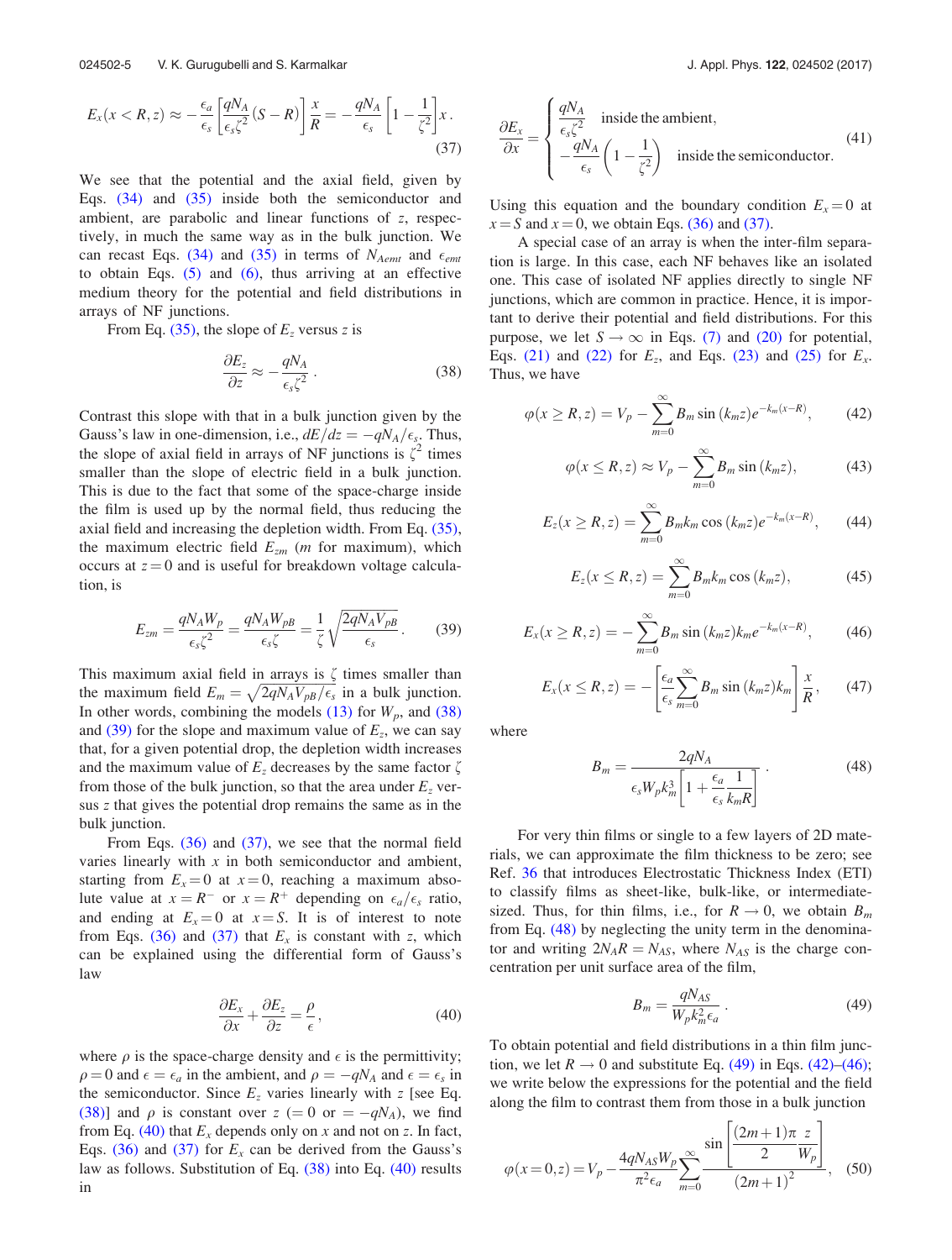$$E_x(x < R, z) \approx -\frac{\epsilon_a}{\epsilon_s}\left[\frac{qN_A}{\epsilon_s \zeta^2}(S-R)\right]\frac{x}{R} = -\frac{qN_A}{\epsilon_s}\left[1 - \frac{1}{\zeta^2}\right]x. \tag{37}$$

We see that the potential and the axial field, given by Eqs. (34) and (35) inside both the semiconductor and ambient, are parabolic and linear functions of $z$, respectively, in much the same way as in the bulk junction. We can recast Eqs. (34) and (35) in terms of $N_{Aemt}$ and $\epsilon_{emt}$ to obtain Eqs. (5) and (6), thus arriving at an effective medium theory for the potential and field distributions in arrays of NF junctions.

From Eq. (35), the slope of $E_z$ versus $z$ is

$$\frac{\partial E_z}{\partial z} \approx -\frac{qN_A}{\epsilon_s \zeta^2}. \tag{38}$$

Contrast this slope with that in a bulk junction given by the Gauss's law in one-dimension, i.e., $dE/dz = -qN_A/\epsilon_s$. Thus, the slope of axial field in arrays of NF junctions is $\zeta^2$ times smaller than the slope of electric field in a bulk junction. This is due to the fact that some of the space-charge inside the film is used up by the normal field, thus reducing the axial field and increasing the depletion width. From Eq. (35), the maximum electric field $E_{zm}$ ($m$ for maximum), which occurs at $z = 0$ and is useful for breakdown voltage calculation, is

$$E_{zm} = \frac{qN_A W_p}{\epsilon_s \zeta^2} = \frac{qN_A W_{pB}}{\epsilon_s \zeta} = \frac{1}{\zeta}\sqrt{\frac{2qN_A V_{pB}}{\epsilon_s}}. \tag{39}$$

This maximum axial field in arrays is $\zeta$ times smaller than the maximum field $E_m = \sqrt{2qN_A V_{pB}/\epsilon_s}$ in a bulk junction. In other words, combining the models (13) for $W_p$, and (38) and (39) for the slope and maximum value of $E_z$, we can say that, for a given potential drop, the depletion width increases and the maximum value of $E_z$ decreases by the same factor $\zeta$ from those of the bulk junction, so that the area under $E_z$ versus $z$ that gives the potential drop remains the same as in the bulk junction.

From Eqs. (36) and (37), we see that the normal field varies linearly with $x$ in both semiconductor and ambient, starting from $E_x = 0$ at $x = 0$, reaching a maximum absolute value at $x = R^-$ or $x = R^+$ depending on $\epsilon_a/\epsilon_s$ ratio, and ending at $E_x = 0$ at $x = S$. It is of interest to note from Eqs. (36) and (37) that $E_x$ is constant with $z$, which can be explained using the differential form of Gauss's law

$$\frac{\partial E_x}{\partial x} + \frac{\partial E_z}{\partial z} = \frac{\rho}{\epsilon}, \tag{40}$$

where $\rho$ is the space-charge density and $\epsilon$ is the permittivity; $\rho = 0$ and $\epsilon = \epsilon_a$ in the ambient, and $\rho = -qN_A$ and $\epsilon = \epsilon_s$ in the semiconductor. Since $E_z$ varies linearly with $z$ [see Eq. (38)] and $\rho$ is constant over $z$ ($= 0$ or $= -qN_A$), we find from Eq. (40) that $E_x$ depends only on $x$ and not on $z$. In fact, Eqs. (36) and (37) for $E_x$ can be derived from the Gauss's law as follows. Substitution of Eq. (38) into Eq. (40) results in

$$\frac{\partial E_x}{\partial x} = \begin{cases} \dfrac{qN_A}{\epsilon_s \zeta^2} & \text{inside the ambient,} \\ -\dfrac{qN_A}{\epsilon_s}\left(1 - \dfrac{1}{\zeta^2}\right) & \text{inside the semiconductor.} \end{cases} \tag{41}$$

Using this equation and the boundary condition $E_x = 0$ at $x = S$ and $x = 0$, we obtain Eqs. (36) and (37).

A special case of an array is when the inter-film separation is large. In this case, each NF behaves like an isolated one. This case of isolated NF applies directly to single NF junctions, which are common in practice. Hence, it is important to derive their potential and field distributions. For this purpose, we let $S \to \infty$ in Eqs. (7) and (20) for potential, Eqs. (21) and (22) for $E_z$, and Eqs. (23) and (25) for $E_x$. Thus, we have

$$\varphi(x \geq R, z) = V_p - \sum_{m=0}^{\infty} B_m \sin(k_m z) e^{-k_m(x-R)}, \tag{42}$$

$$\varphi(x \leq R, z) \approx V_p - \sum_{m=0}^{\infty} B_m \sin(k_m z), \tag{43}$$

$$E_z(x \geq R, z) = \sum_{m=0}^{\infty} B_m k_m \cos(k_m z) e^{-k_m(x-R)}, \tag{44}$$

$$E_z(x \leq R, z) = \sum_{m=0}^{\infty} B_m k_m \cos(k_m z), \tag{45}$$

$$E_x(x \geq R, z) = -\sum_{m=0}^{\infty} B_m \sin(k_m z) k_m e^{-k_m(x-R)}, \tag{46}$$

$$E_x(x \leq R, z) = -\left[\frac{\epsilon_a}{\epsilon_s}\sum_{m=0}^{\infty} B_m \sin(k_m z) k_m\right]\frac{x}{R}, \tag{47}$$

where

$$B_m = \frac{2qN_A}{\epsilon_s W_p k_m^3 \left[1 + \dfrac{\epsilon_a}{\epsilon_s}\dfrac{1}{k_m R}\right]}. \tag{48}$$

For very thin films or single to a few layers of 2D materials, we can approximate the film thickness to be zero; see Ref. 36 that introduces Electrostatic Thickness Index (ETI) to classify films as sheet-like, bulk-like, or intermediate-sized. Thus, for thin films, i.e., for $R \to 0$, we obtain $B_m$ from Eq. (48) by neglecting the unity term in the denominator and writing $2N_A R = N_{AS}$, where $N_{AS}$ is the charge concentration per unit surface area of the film,

$$B_m = \frac{qN_{AS}}{W_p k_m^2 \epsilon_a}. \tag{49}$$

To obtain potential and field distributions in a thin film junction, we let $R \to 0$ and substitute Eq. (49) in Eqs. (42)–(46); we write below the expressions for the potential and the field along the film to contrast them from those in a bulk junction

$$\varphi(x = 0, z) = V_p - \frac{4qN_{AS}W_p}{\pi^2 \epsilon_a}\sum_{m=0}^{\infty}\frac{\sin\left[\dfrac{(2m+1)\pi}{2}\dfrac{z}{W_p}\right]}{(2m+1)^2}, \tag{50}$$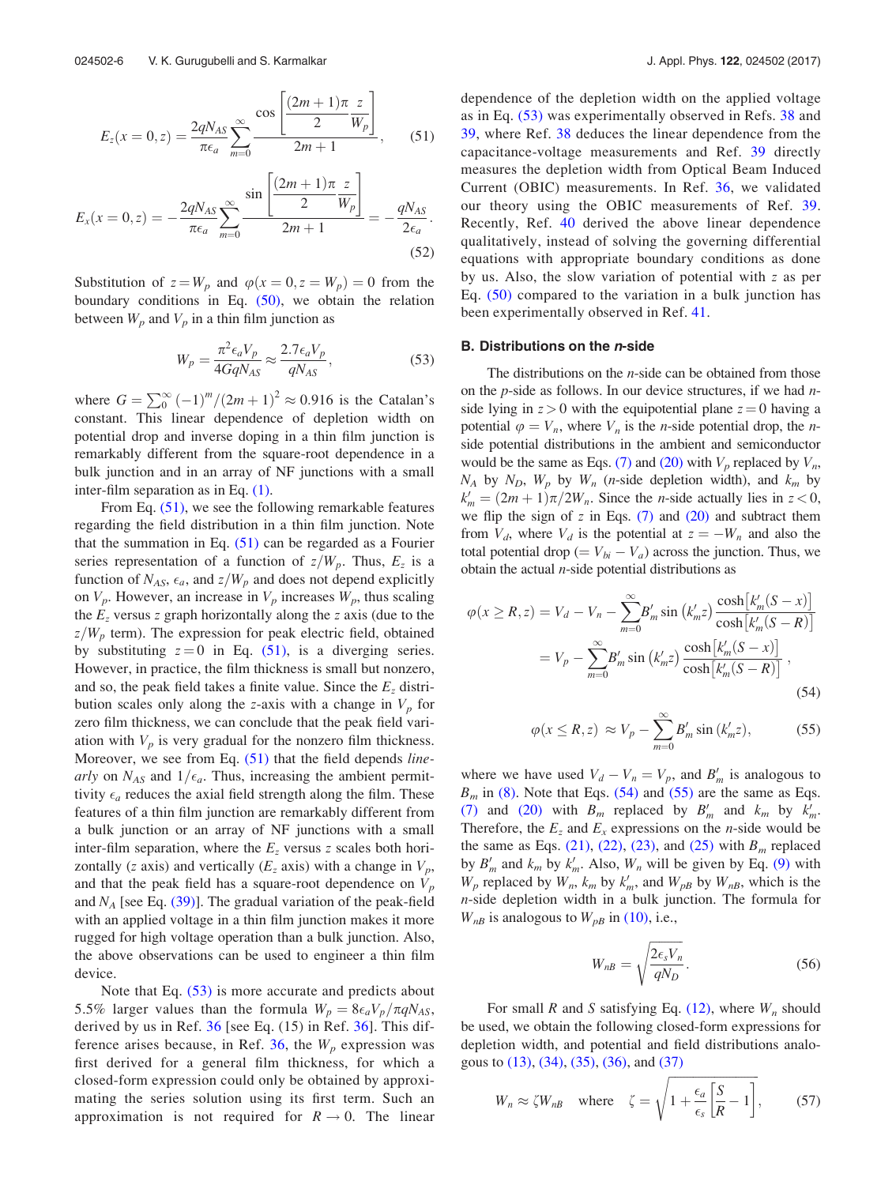$$E_z(x=0,z) = \frac{2qN_{AS}}{\pi\epsilon_a}\sum_{m=0}^{\infty}\frac{\cos\left[\frac{(2m+1)\pi}{2}\frac{z}{W_p}\right]}{2m+1}, \quad (51)$$

$$E_x(x=0,z) = -\frac{2qN_{AS}}{\pi\epsilon_a}\sum_{m=0}^{\infty}\frac{\sin\left[\frac{(2m+1)\pi}{2}\frac{z}{W_p}\right]}{2m+1} = -\frac{qN_{AS}}{2\epsilon_a}. \quad (52)$$

Substitution of $z = W_p$ and $\varphi(x=0, z=W_p) = 0$ from the boundary conditions in Eq. (50), we obtain the relation between $W_p$ and $V_p$ in a thin film junction as

$$W_p = \frac{\pi^2\epsilon_a V_p}{4GqN_{AS}} \approx \frac{2.7\epsilon_a V_p}{qN_{AS}}, \quad (53)$$

where $G = \sum_0^\infty (-1)^m/(2m+1)^2 \approx 0.916$ is the Catalan's constant. This linear dependence of depletion width on potential drop and inverse doping in a thin film junction is remarkably different from the square-root dependence in a bulk junction and in an array of NF junctions with a small inter-film separation as in Eq. (1).

From Eq. (51), we see the following remarkable features regarding the field distribution in a thin film junction. Note that the summation in Eq. (51) can be regarded as a Fourier series representation of a function of $z/W_p$. Thus, $E_z$ is a function of $N_{AS}$, $\epsilon_a$, and $z/W_p$ and does not depend explicitly on $V_p$. However, an increase in $V_p$ increases $W_p$, thus scaling the $E_z$ versus $z$ graph horizontally along the $z$ axis (due to the $z/W_p$ term). The expression for peak electric field, obtained by substituting $z=0$ in Eq. (51), is a diverging series. However, in practice, the film thickness is small but nonzero, and so, the peak field takes a finite value. Since the $E_z$ distribution scales only along the $z$-axis with a change in $V_p$ for zero film thickness, we can conclude that the peak field variation with $V_p$ is very gradual for the nonzero film thickness. Moreover, we see from Eq. (51) that the field depends *linearly* on $N_{AS}$ and $1/\epsilon_a$. Thus, increasing the ambient permittivity $\epsilon_a$ reduces the axial field strength along the film. These features of a thin film junction are remarkably different from a bulk junction or an array of NF junctions with a small inter-film separation, where the $E_z$ versus $z$ scales both horizontally ($z$ axis) and vertically ($E_z$ axis) with a change in $V_p$, and that the peak field has a square-root dependence on $V_p$ and $N_A$ [see Eq. (39)]. The gradual variation of the peak-field with an applied voltage in a thin film junction makes it more rugged for high voltage operation than a bulk junction. Also, the above observations can be used to engineer a thin film device.

Note that Eq. (53) is more accurate and predicts about 5.5% larger values than the formula $W_p = 8\epsilon_a V_p/\pi qN_{AS}$, derived by us in Ref. 36 [see Eq. (15) in Ref. 36]. This difference arises because, in Ref. 36, the $W_p$ expression was first derived for a general film thickness, for which a closed-form expression could only be obtained by approximating the series solution using its first term. Such an approximation is not required for $R \to 0$. The linear dependence of the depletion width on the applied voltage as in Eq. (53) was experimentally observed in Refs. 38 and 39, where Ref. 38 deduces the linear dependence from the capacitance-voltage measurements and Ref. 39 directly measures the depletion width from Optical Beam Induced Current (OBIC) measurements. In Ref. 36, we validated our theory using the OBIC measurements of Ref. 39. Recently, Ref. 40 derived the above linear dependence qualitatively, instead of solving the governing differential equations with appropriate boundary conditions as done by us. Also, the slow variation of potential with $z$ as per Eq. (50) compared to the variation in a bulk junction has been experimentally observed in Ref. 41.

### B. Distributions on the *n*-side

The distributions on the *n*-side can be obtained from those on the *p*-side as follows. In our device structures, if we had *n*-side lying in $z > 0$ with the equipotential plane $z=0$ having a potential $\varphi = V_n$, where $V_n$ is the *n*-side potential drop, the *n*-side potential distributions in the ambient and semiconductor would be the same as Eqs. (7) and (20) with $V_p$ replaced by $V_n$, $N_A$ by $N_D$, $W_p$ by $W_n$ (*n*-side depletion width), and $k_m$ by $k'_m = (2m+1)\pi/2W_n$. Since the *n*-side actually lies in $z < 0$, we flip the sign of $z$ in Eqs. (7) and (20) and subtract them from $V_d$, where $V_d$ is the potential at $z = -W_n$ and also the total potential drop ($= V_{bi} - V_a$) across the junction. Thus, we obtain the actual *n*-side potential distributions as

$$\begin{aligned}\varphi(x \geq R, z) &= V_d - V_n - \sum_{m=0}^{\infty} B'_m \sin(k'_m z)\frac{\cosh[k'_m(S-x)]}{\cosh[k'_m(S-R)]} \\ &= V_p - \sum_{m=0}^{\infty} B'_m \sin(k'_m z)\frac{\cosh[k'_m(S-x)]}{\cosh[k'_m(S-R)]}, \end{aligned} \quad (54)$$

$$\varphi(x \leq R, z) \approx V_p - \sum_{m=0}^{\infty} B'_m \sin(k'_m z), \quad (55)$$

where we have used $V_d - V_n = V_p$, and $B'_m$ is analogous to $B_m$ in (8). Note that Eqs. (54) and (55) are the same as Eqs. (7) and (20) with $B_m$ replaced by $B'_m$ and $k_m$ by $k'_m$. Therefore, the $E_z$ and $E_x$ expressions on the *n*-side would be the same as Eqs. (21), (22), (23), and (25) with $B_m$ replaced by $B'_m$ and $k_m$ by $k'_m$. Also, $W_n$ will be given by Eq. (9) with $W_p$ replaced by $W_n$, $k_m$ by $k'_m$, and $W_{pB}$ by $W_{nB}$, which is the *n*-side depletion width in a bulk junction. The formula for $W_{nB}$ is analogous to $W_{pB}$ in (10), i.e.,

$$W_{nB} = \sqrt{\frac{2\epsilon_s V_n}{qN_D}}. \quad (56)$$

For small $R$ and $S$ satisfying Eq. (12), where $W_n$ should be used, we obtain the following closed-form expressions for depletion width, and potential and field distributions analogous to (13), (34), (35), (36), and (37)

$$W_n \approx \zeta W_{nB} \quad \text{where} \quad \zeta = \sqrt{1 + \frac{\epsilon_a}{\epsilon_s}\left[\frac{S}{R} - 1\right]}, \quad (57)$$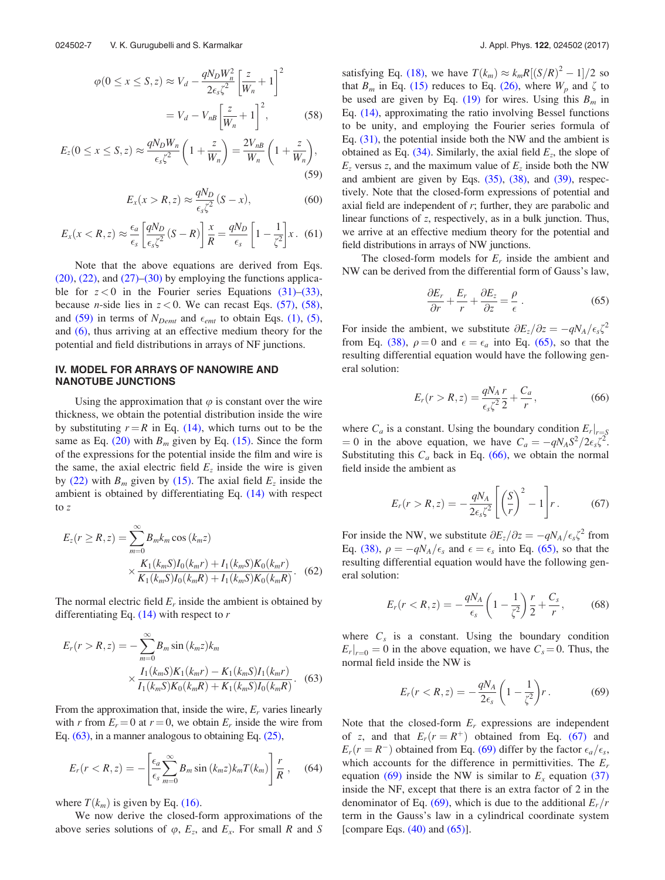$$\varphi(0 \le x \le S, z) \approx V_d - \frac{qN_D W_n^2}{2\epsilon_s \zeta^2}\left[\frac{z}{W_n}+1\right]^2$$

$$= V_d - V_{nB}\left[\frac{z}{W_n}+1\right]^2, \tag{58}$$

$$E_z(0 \le x \le S, z) \approx \frac{qN_D W_n}{\epsilon_s \zeta^2}\left(1+\frac{z}{W_n}\right) = \frac{2V_{nB}}{W_n}\left(1+\frac{z}{W_n}\right), \tag{59}$$

$$E_x(x > R, z) \approx \frac{qN_D}{\epsilon_s \zeta^2}(S - x), \tag{60}$$

$$E_x(x < R, z) \approx \frac{\epsilon_a}{\epsilon_s}\left[\frac{qN_D}{\epsilon_s \zeta^2}(S-R)\right]\frac{x}{R} = \frac{qN_D}{\epsilon_s}\left[1-\frac{1}{\zeta^2}\right]x. \tag{61}$$

Note that the above equations are derived from Eqs. (20), (22), and (27)–(30) by employing the functions applicable for $z<0$ in the Fourier series Equations (31)–(33), because $n$-side lies in $z<0$. We can recast Eqs. (57), (58), and (59) in terms of $N_{Demt}$ and $\epsilon_{emt}$ to obtain Eqs. (1), (5), and (6), thus arriving at an effective medium theory for the potential and field distributions in arrays of NF junctions.

## IV. MODEL FOR ARRAYS OF NANOWIRE AND NANOTUBE JUNCTIONS

Using the approximation that $\varphi$ is constant over the wire thickness, we obtain the potential distribution inside the wire by substituting $r=R$ in Eq. (14), which turns out to be the same as Eq. (20) with $B_m$ given by Eq. (15). Since the form of the expressions for the potential inside the film and wire is the same, the axial electric field $E_z$ inside the wire is given by (22) with $B_m$ given by (15). The axial field $E_z$ inside the ambient is obtained by differentiating Eq. (14) with respect to $z$

$$E_z(r \ge R, z) = \sum_{m=0}^{\infty} B_m k_m \cos(k_m z) \times \frac{K_1(k_m S)I_0(k_m r) + I_1(k_m S)K_0(k_m r)}{K_1(k_m S)I_0(k_m R) + I_1(k_m S)K_0(k_m R)}. \tag{62}$$

The normal electric field $E_r$ inside the ambient is obtained by differentiating Eq. (14) with respect to $r$

$$E_r(r > R, z) = -\sum_{m=0}^{\infty} B_m \sin(k_m z) k_m \times \frac{I_1(k_m S)K_1(k_m r) - K_1(k_m S)I_1(k_m r)}{I_1(k_m S)K_0(k_m R) + K_1(k_m S)I_0(k_m R)}. \tag{63}$$

From the approximation that, inside the wire, $E_r$ varies linearly with $r$ from $E_r=0$ at $r=0$, we obtain $E_r$ inside the wire from Eq. (63), in a manner analogous to obtaining Eq. (25),

$$E_r(r < R, z) = -\left[\frac{\epsilon_a}{\epsilon_s}\sum_{m=0}^{\infty} B_m \sin(k_m z) k_m T(k_m)\right]\frac{r}{R}, \tag{64}$$

where $T(k_m)$ is given by Eq. (16).

We now derive the closed-form approximations of the above series solutions of $\varphi$, $E_z$, and $E_x$. For small $R$ and $S$ satisfying Eq. (18), we have $T(k_m) \approx k_m R[(S/R)^2 - 1]/2$ so that $B_m$ in Eq. (15) reduces to Eq. (26), where $W_p$ and $\zeta$ to be used are given by Eq. (19) for wires. Using this $B_m$ in Eq. (14), approximating the ratio involving Bessel functions to be unity, and employing the Fourier series formula of Eq. (31), the potential inside both the NW and the ambient is obtained as Eq. (34). Similarly, the axial field $E_z$, the slope of $E_z$ versus $z$, and the maximum value of $E_z$ inside both the NW and ambient are given by Eqs. (35), (38), and (39), respectively. Note that the closed-form expressions of potential and axial field are independent of $r$; further, they are parabolic and linear functions of $z$, respectively, as in a bulk junction. Thus, we arrive at an effective medium theory for the potential and field distributions in arrays of NW junctions.

The closed-form models for $E_r$ inside the ambient and NW can be derived from the differential form of Gauss's law,

$$\frac{\partial E_r}{\partial r} + \frac{E_r}{r} + \frac{\partial E_z}{\partial z} = \frac{\rho}{\epsilon}. \tag{65}$$

For inside the ambient, we substitute $\partial E_z/\partial z = -qN_A/\epsilon_s\zeta^2$ from Eq. (38), $\rho=0$ and $\epsilon=\epsilon_a$ into Eq. (65), so that the resulting differential equation would have the following general solution:

$$E_r(r > R, z) = \frac{qN_A}{\epsilon_s \zeta^2}\frac{r}{2} + \frac{C_a}{r}, \tag{66}$$

where $C_a$ is a constant. Using the boundary condition $E_r|_{r=S} = 0$ in the above equation, we have $C_a = -qN_A S^2/2\epsilon_s\zeta^2$. Substituting this $C_a$ back in Eq. (66), we obtain the normal field inside the ambient as

$$E_r(r > R, z) = -\frac{qN_A}{2\epsilon_s \zeta^2}\left[\left(\frac{S}{r}\right)^2 - 1\right]r. \tag{67}$$

For inside the NW, we substitute $\partial E_z/\partial z = -qN_A/\epsilon_s\zeta^2$ from Eq. (38), $\rho = -qN_A/\epsilon_s$ and $\epsilon=\epsilon_s$ into Eq. (65), so that the resulting differential equation would have the following general solution:

$$E_r(r < R, z) = -\frac{qN_A}{\epsilon_s}\left(1-\frac{1}{\zeta^2}\right)\frac{r}{2} + \frac{C_s}{r}, \tag{68}$$

where $C_s$ is a constant. Using the boundary condition $E_r|_{r=0} = 0$ in the above equation, we have $C_s = 0$. Thus, the normal field inside the NW is

$$E_r(r < R, z) = -\frac{qN_A}{2\epsilon_s}\left(1-\frac{1}{\zeta^2}\right)r. \tag{69}$$

Note that the closed-form $E_r$ expressions are independent of $z$, and that $E_r(r=R^+)$ obtained from Eq. (67) and $E_r(r=R^-)$ obtained from Eq. (69) differ by the factor $\epsilon_a/\epsilon_s$, which accounts for the difference in permittivities. The $E_r$ equation (69) inside the NW is similar to $E_x$ equation (37) inside the NF, except that there is an extra factor of 2 in the denominator of Eq. (69), which is due to the additional $E_r/r$ term in the Gauss's law in a cylindrical coordinate system [compare Eqs. (40) and (65)].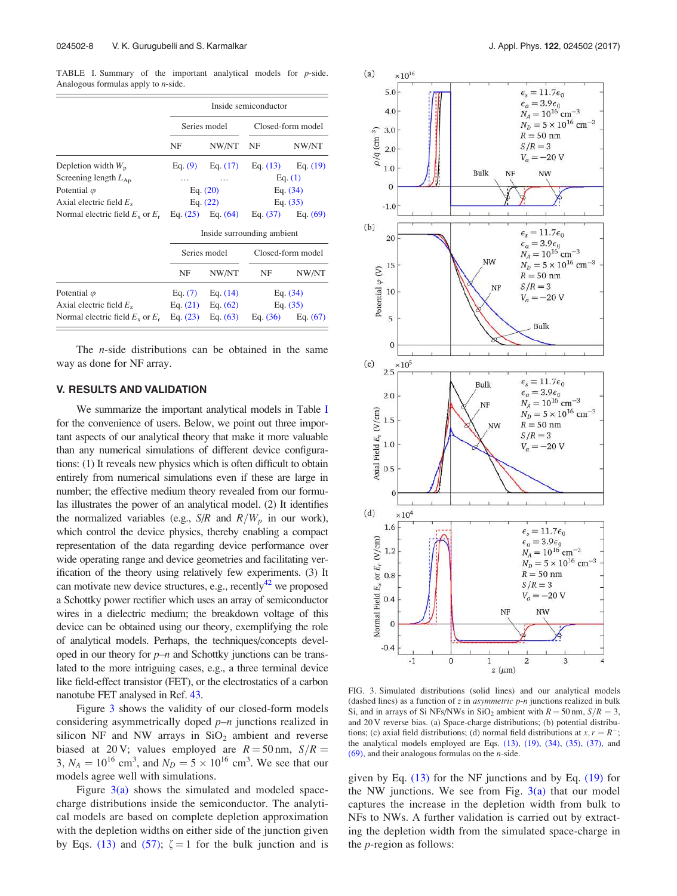TABLE I. Summary of the important analytical models for $p$-side. Analogous formulas apply to $n$-side.

| | Inside semiconductor | | | |
|---|---|---|---|---|
| | Series model | | Closed-form model | |
| | NF | NW/NT | NF | NW/NT |
| Depletion width $W_p$ | Eq. (9) | Eq. (17) | Eq. (13) | Eq. (19) |
| Screening length $L_{Ap}$ | … | … | Eq. (1) | |
| Potential $\varphi$ | Eq. (20) | | Eq. (34) | |
| Axial electric field $E_z$ | Eq. (22) | | Eq. (35) | |
| Normal electric field $E_x$ or $E_r$ | Eq. (25) | Eq. (64) | Eq. (37) | Eq. (69) |

| | Inside surrounding ambient | | | |
|---|---|---|---|---|
| | Series model | | Closed-form model | |
| | NF | NW/NT | NF | NW/NT |
| Potential $\varphi$ | Eq. (7) | Eq. (14) | Eq. (34) | |
| Axial electric field $E_z$ | Eq. (21) | Eq. (62) | Eq. (35) | |
| Normal electric field $E_x$ or $E_r$ | Eq. (23) | Eq. (63) | Eq. (36) | Eq. (67) |

The $n$-side distributions can be obtained in the same way as done for NF array.

## V. RESULTS AND VALIDATION

We summarize the important analytical models in Table I for the convenience of users. Below, we point out three important aspects of our analytical theory that make it more valuable than any numerical simulations of different device configurations: (1) It reveals new physics which is often difficult to obtain entirely from numerical simulations even if these are large in number; the effective medium theory revealed from our formulas illustrates the power of an analytical model. (2) It identifies the normalized variables (e.g., $S/R$ and $R/W_p$ in our work), which control the device physics, thereby enabling a compact representation of the data regarding device performance over wide operating range and device geometries and facilitating verification of the theory using relatively few experiments. (3) It can motivate new device structures, e.g., recently[42] we proposed a Schottky power rectifier which uses an array of semiconductor wires in a dielectric medium; the breakdown voltage of this device can be obtained using our theory, exemplifying the role of analytical models. Perhaps, the techniques/concepts developed in our theory for $p$–$n$ and Schottky junctions can be translated to the more intriguing cases, e.g., a three terminal device like field-effect transistor (FET), or the electrostatics of a carbon nanotube FET analysed in Ref. 43.

Figure 3 shows the validity of our closed-form models considering asymmetrically doped $p$–$n$ junctions realized in silicon NF and NW arrays in $SiO_2$ ambient and reverse biased at 20 V; values employed are $R = 50$ nm, $S/R = 3$, $N_A = 10^{16}$ cm$^3$, and $N_D = 5\times10^{16}$ cm$^3$. We see that our models agree well with simulations.

Figure 3(a) shows the simulated and modeled space-charge distributions inside the semiconductor. The analytical models are based on complete depletion approximation with the depletion widths on either side of the junction given by Eqs. (13) and (57); $\zeta = 1$ for the bulk junction and is given by Eq. (13) for the NF junctions and by Eq. (19) for the NW junctions. We see from Fig. 3(a) that our model captures the increase in the depletion width from bulk to NFs to NWs. A further validation is carried out by extracting the depletion width from the simulated space-charge in the $p$-region as follows:

FIG. 3. Simulated distributions (solid lines) and our analytical models (dashed lines) as a function of $z$ in *asymmetric* $p$-$n$ junctions realized in bulk Si, and in arrays of Si NFs/NWs in $SiO_2$ ambient with $R = 50$ nm, $S/R = 3$, and 20 V reverse bias. (a) Space-charge distributions; (b) potential distributions; (c) axial field distributions; (d) normal field distributions at $x, r = R^-$; the analytical models employed are Eqs. (13), (19), (34), (35), (37), and (69), and their analogous formulas on the $n$-side.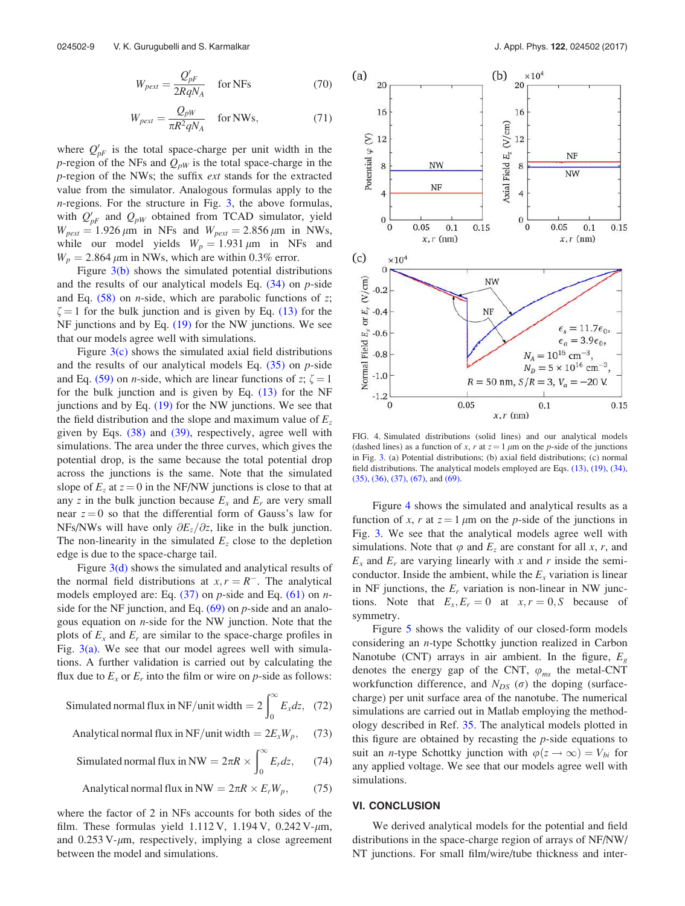$$W_{pext} = \frac{Q'_{pF}}{2RqN_A} \quad \text{for NFs} \tag{70}$$

$$W_{pext} = \frac{Q_{pW}}{\pi R^2 qN_A} \quad \text{for NWs,} \tag{71}$$

where $Q'_{pF}$ is the total space-charge per unit width in the $p$-region of the NFs and $Q_{pW}$ is the total space-charge in the $p$-region of the NWs; the suffix *ext* stands for the extracted value from the simulator. Analogous formulas apply to the $n$-regions. For the structure in Fig. 3, the above formulas, with $Q'_{pF}$ and $Q_{pW}$ obtained from TCAD simulator, yield $W_{pext} = 1.926\,\mu$m in NFs and $W_{pext} = 2.856\,\mu$m in NWs, while our model yields $W_p = 1.931\,\mu$m in NFs and $W_p = 2.864\,\mu$m in NWs, which are within 0.3% error.

Figure 3(b) shows the simulated potential distributions and the results of our analytical models Eq. (34) on $p$-side and Eq. (58) on $n$-side, which are parabolic functions of $z$; $\zeta = 1$ for the bulk junction and is given by Eq. (13) for the NF junctions and by Eq. (19) for the NW junctions. We see that our models agree well with simulations.

Figure 3(c) shows the simulated axial field distributions and the results of our analytical models Eq. (35) on $p$-side and Eq. (59) on $n$-side, which are linear functions of $z$; $\zeta = 1$ for the bulk junction and is given by Eq. (13) for the NF junctions and by Eq. (19) for the NW junctions. We see that the field distribution and the slope and maximum value of $E_z$ given by Eqs. (38) and (39), respectively, agree well with simulations. The area under the three curves, which gives the potential drop, is the same because the total potential drop across the junctions is the same. Note that the simulated slope of $E_z$ at $z = 0$ in the NF/NW junctions is close to that at any $z$ in the bulk junction because $E_x$ and $E_r$ are very small near $z = 0$ so that the differential form of Gauss's law for NFs/NWs will have only $\partial E_z/\partial z$, like in the bulk junction. The non-linearity in the simulated $E_z$ close to the depletion edge is due to the space-charge tail.

Figure 3(d) shows the simulated and analytical results of the normal field distributions at $x, r = R^-$. The analytical models employed are: Eq. (37) on $p$-side and Eq. (61) on $n$-side for the NF junction, and Eq. (69) on $p$-side and an analogous equation on $n$-side for the NW junction. Note that the plots of $E_x$ and $E_r$ are similar to the space-charge profiles in Fig. 3(a). We see that our model agrees well with simulations. A further validation is carried out by calculating the flux due to $E_x$ or $E_r$ into the film or wire on $p$-side as follows:

$$\text{Simulated normal flux in NF/unit width} = 2\int_0^\infty E_x dz, \tag{72}$$

$$\text{Analytical normal flux in NF/unit width} = 2E_x W_p, \tag{73}$$

$$\text{Simulated normal flux in NW} = 2\pi R \times \int_0^\infty E_r dz, \tag{74}$$

$$\text{Analytical normal flux in NW} = 2\pi R \times E_r W_p, \tag{75}$$

where the factor of 2 in NFs accounts for both sides of the film. These formulas yield 1.112 V, 1.194 V, 0.242 V-$\mu$m, and 0.253 V-$\mu$m, respectively, implying a close agreement between the model and simulations.

FIG. 4. Simulated distributions (solid lines) and our analytical models (dashed lines) as a function of $x$, $r$ at $z = 1\,\mu$m on the $p$-side of the junctions in Fig. 3. (a) Potential distributions; (b) axial field distributions; (c) normal field distributions. The analytical models employed are Eqs. (13), (19), (34), (35), (36), (37), (67), and (69).

Figure 4 shows the simulated and analytical results as a function of $x$, $r$ at $z = 1\,\mu$m on the $p$-side of the junctions in Fig. 3. We see that the analytical models agree well with simulations. Note that $\varphi$ and $E_z$ are constant for all $x$, $r$, and $E_x$ and $E_r$ are varying linearly with $x$ and $r$ inside the semiconductor. Inside the ambient, while the $E_x$ variation is linear in NF junctions, the $E_r$ variation is non-linear in NW junctions. Note that $E_x, E_r = 0$ at $x, r = 0, S$ because of symmetry.

Figure 5 shows the validity of our closed-form models considering an $n$-type Schottky junction realized in Carbon Nanotube (CNT) arrays in air ambient. In the figure, $E_g$ denotes the energy gap of the CNT, $\varphi_{ms}$ the metal-CNT workfunction difference, and $N_{DS}$ ($\sigma$) the doping (surface-charge) per unit surface area of the nanotube. The numerical simulations are carried out in Matlab employing the methodology described in Ref. 35. The analytical models plotted in this figure are obtained by recasting the $p$-side equations to suit an $n$-type Schottky junction with $\varphi(z \to \infty) = V_{bi}$ for any applied voltage. We see that our models agree well with simulations.

## VI. CONCLUSION

We derived analytical models for the potential and field distributions in the space-charge region of arrays of NF/NW/NT junctions. For small film/wire/tube thickness and inter-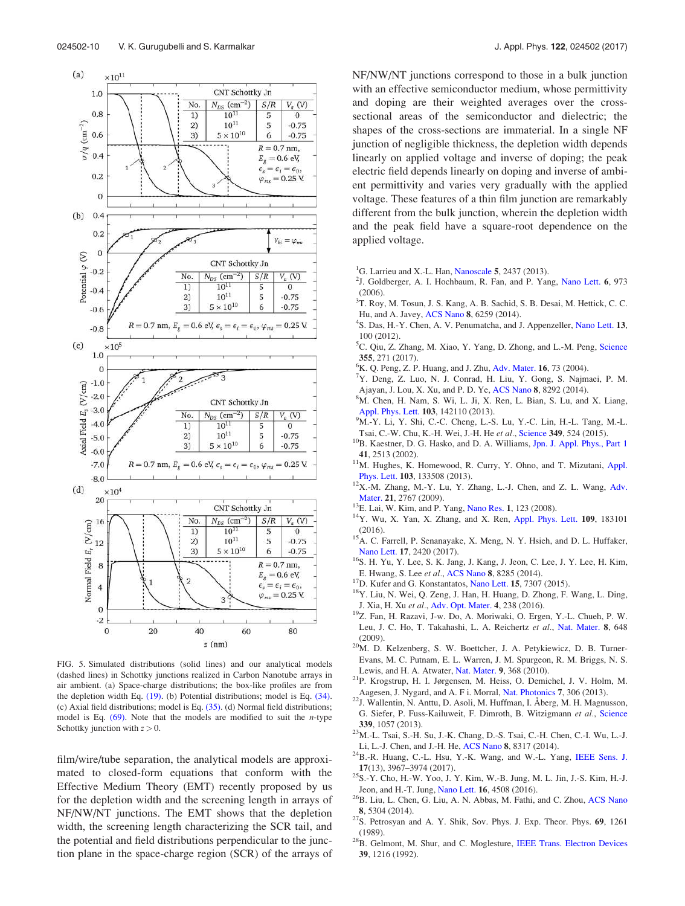FIG. 5. Simulated distributions (solid lines) and our analytical models (dashed lines) in Schottky junctions realized in Carbon Nanotube arrays in air ambient. (a) Space-charge distributions; the box-like profiles are from the depletion width Eq. (19). (b) Potential distributions; model is Eq. (34). (c) Axial field distributions; model is Eq. (35). (d) Normal field distributions; model is Eq. (69). Note that the models are modified to suit the $n$-type Schottky junction with $z > 0$.

film/wire/tube separation, the analytical models are approximated to closed-form equations that conform with the Effective Medium Theory (EMT) recently proposed by us for the depletion width and the screening length in arrays of NF/NW/NT junctions. The EMT shows that the depletion width, the screening length characterizing the SCR tail, and the potential and field distributions perpendicular to the junction plane in the space-charge region (SCR) of the arrays of NF/NW/NT junctions correspond to those in a bulk junction with an effective semiconductor medium, whose permittivity and doping are their weighted averages over the cross-sectional areas of the semiconductor and dielectric; the shapes of the cross-sections are immaterial. In a single NF junction of negligible thickness, the depletion width depends linearly on applied voltage and inverse of doping; the peak electric field depends linearly on doping and inverse of ambient permittivity and varies very gradually with the applied voltage. These features of a thin film junction are remarkably different from the bulk junction, wherein the depletion width and the peak field have a square-root dependence on the applied voltage.

[1] G. Larrieu and X.-L. Han, Nanoscale **5**, 2437 (2013).
[2] J. Goldberger, A. I. Hochbaum, R. Fan, and P. Yang, Nano Lett. **6**, 973 (2006).
[3] T. Roy, M. Tosun, J. S. Kang, A. B. Sachid, S. B. Desai, M. Hettick, C. C. Hu, and A. Javey, ACS Nano **8**, 6259 (2014).
[4] S. Das, H.-Y. Chen, A. V. Penumatcha, and J. Appenzeller, Nano Lett. **13**, 100 (2012).
[5] C. Qiu, Z. Zhang, M. Xiao, Y. Yang, D. Zhong, and L.-M. Peng, Science **355**, 271 (2017).
[6] K. Q. Peng, Z. P. Huang, and J. Zhu, Adv. Mater. **16**, 73 (2004).
[7] Y. Deng, Z. Luo, N. J. Conrad, H. Liu, Y. Gong, S. Najmaei, P. M. Ajayan, J. Lou, X. Xu, and P. D. Ye, ACS Nano **8**, 8292 (2014).
[8] M. Chen, H. Nam, S. Wi, L. Ji, X. Ren, L. Bian, S. Lu, and X. Liang, Appl. Phys. Lett. **103**, 142110 (2013).
[9] M.-Y. Li, Y. Shi, C.-C. Cheng, L.-S. Lu, Y.-C. Lin, H.-L. Tang, M.-L. Tsai, C.-W. Chu, K.-H. Wei, J.-H. He *et al.*, Science **349**, 524 (2015).
[10] B. Kaestner, D. G. Hasko, and D. A. Williams, Jpn. J. Appl. Phys., Part 1 **41**, 2513 (2002).
[11] M. Hughes, K. Homewood, R. Curry, Y. Ohno, and T. Mizutani, Appl. Phys. Lett. **103**, 133508 (2013).
[12] X.-M. Zhang, M.-Y. Lu, Y. Zhang, L.-J. Chen, and Z. L. Wang, Adv. Mater. **21**, 2767 (2009).
[13] E. Lai, W. Kim, and P. Yang, Nano Res. **1**, 123 (2008).
[14] Y. Wu, X. Yan, X. Zhang, and X. Ren, Appl. Phys. Lett. **109**, 183101 (2016).
[15] A. C. Farrell, P. Senanayake, X. Meng, N. Y. Hsieh, and D. L. Huffaker, Nano Lett. **17**, 2420 (2017).
[16] S. H. Yu, Y. Lee, S. K. Jang, J. Kang, J. Jeon, C. Lee, J. Y. Lee, H. Kim, E. Hwang, S. Lee *et al.*, ACS Nano **8**, 8285 (2014).
[17] D. Kufer and G. Konstantatos, Nano Lett. **15**, 7307 (2015).
[18] Y. Liu, N. Wei, Q. Zeng, J. Han, H. Huang, D. Zhong, F. Wang, L. Ding, J. Xia, H. Xu *et al.*, Adv. Opt. Mater. **4**, 238 (2016).
[19] Z. Fan, H. Razavi, J.-w. Do, A. Moriwaki, O. Ergen, Y.-L. Chueh, P. W. Leu, J. C. Ho, T. Takahashi, L. A. Reichertz *et al.*, Nat. Mater. **8**, 648 (2009).
[20] M. D. Kelzenberg, S. W. Boettcher, J. A. Petykiewicz, D. B. Turner-Evans, M. C. Putnam, E. L. Warren, J. M. Spurgeon, R. M. Briggs, N. S. Lewis, and H. A. Atwater, Nat. Mater. **9**, 368 (2010).
[21] P. Krogstrup, H. I. Jørgensen, M. Heiss, O. Demichel, J. V. Holm, M. Aagesen, J. Nygard, and A. F i. Morral, Nat. Photonics **7**, 306 (2013).
[22] J. Wallentin, N. Anttu, D. Asoli, M. Huffman, I. Åberg, M. H. Magnusson, G. Siefer, P. Fuss-Kailuweit, F. Dimroth, B. Witzigmann *et al.*, Science **339**, 1057 (2013).
[23] M.-L. Tsai, S.-H. Su, J.-K. Chang, D.-S. Tsai, C.-H. Chen, C.-I. Wu, L.-J. Li, L.-J. Chen, and J.-H. He, ACS Nano **8**, 8317 (2014).
[24] B.-R. Huang, C.-L. Hsu, Y.-K. Wang, and W.-L. Yang, IEEE Sens. J. **17**(13), 3967–3974 (2017).
[25] S.-Y. Cho, H.-W. Yoo, J. Y. Kim, W.-B. Jung, M. L. Jin, J.-S. Kim, H.-J. Jeon, and H.-T. Jung, Nano Lett. **16**, 4508 (2016).
[26] B. Liu, L. Chen, G. Liu, A. N. Abbas, M. Fathi, and C. Zhou, ACS Nano **8**, 5304 (2014).
[27] S. Petrosyan and A. Y. Shik, Sov. Phys. J. Exp. Theor. Phys. **69**, 1261 (1989).
[28] B. Gelmont, M. Shur, and C. Moglesture, IEEE Trans. Electron Devices **39**, 1216 (1992).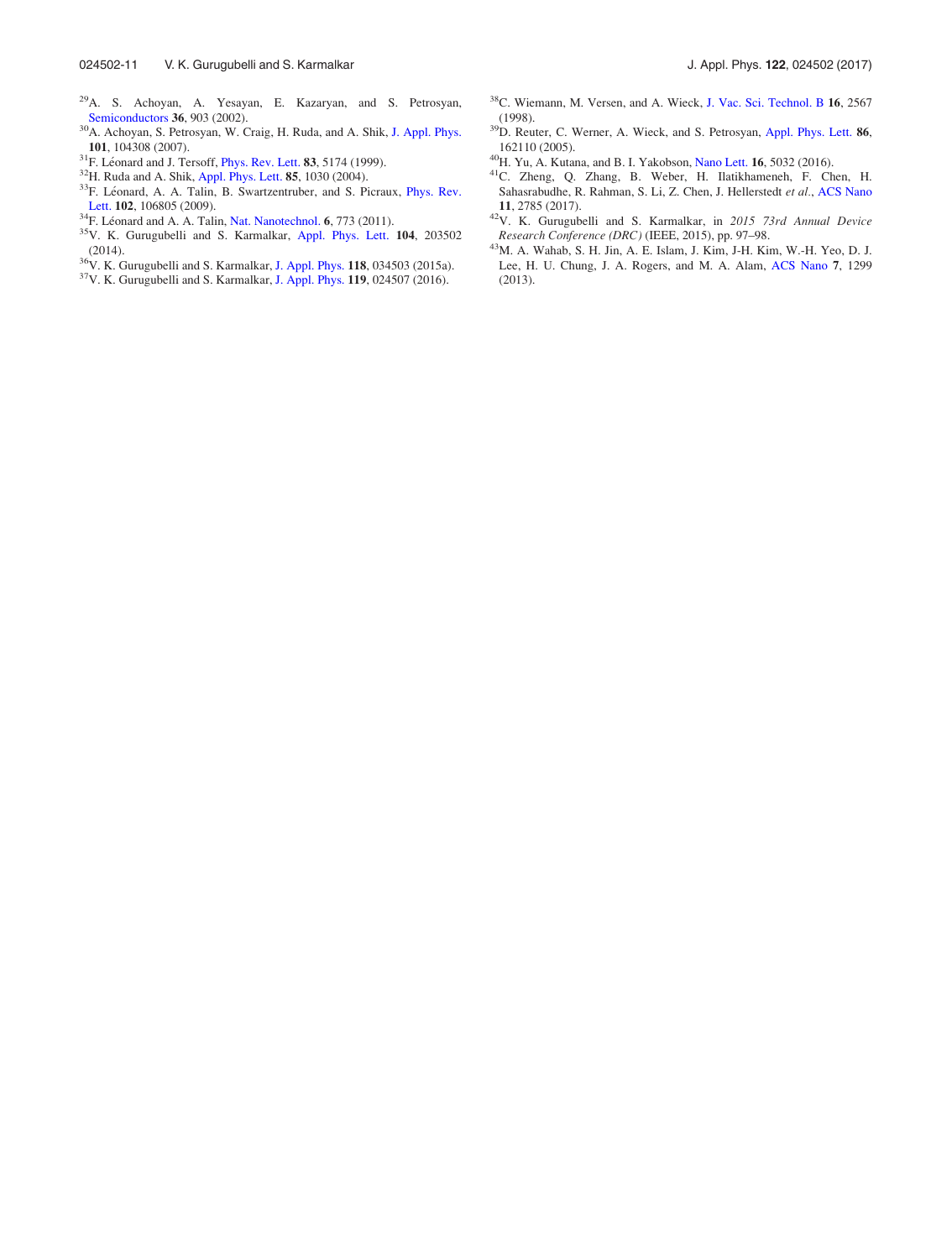[29] A. S. Achoyan, A. Yesayan, E. Kazaryan, and S. Petrosyan, Semiconductors **36**, 903 (2002).

[30] A. Achoyan, S. Petrosyan, W. Craig, H. Ruda, and A. Shik, J. Appl. Phys. **101**, 104308 (2007).

[31] F. Léonard and J. Tersoff, Phys. Rev. Lett. **83**, 5174 (1999).

[32] H. Ruda and A. Shik, Appl. Phys. Lett. **85**, 1030 (2004).

[33] F. Léonard, A. A. Talin, B. Swartzentruber, and S. Picraux, Phys. Rev. Lett. **102**, 106805 (2009).

[34] F. Léonard and A. A. Talin, Nat. Nanotechnol. **6**, 773 (2011).

[35] V. K. Gurugubelli and S. Karmalkar, Appl. Phys. Lett. **104**, 203502 (2014).

[36] V. K. Gurugubelli and S. Karmalkar, J. Appl. Phys. **118**, 034503 (2015a).

[37] V. K. Gurugubelli and S. Karmalkar, J. Appl. Phys. **119**, 024507 (2016).

[38] C. Wiemann, M. Versen, and A. Wieck, J. Vac. Sci. Technol. B **16**, 2567 (1998).

[39] D. Reuter, C. Werner, A. Wieck, and S. Petrosyan, Appl. Phys. Lett. **86**, 162110 (2005).

[40] H. Yu, A. Kutana, and B. I. Yakobson, Nano Lett. **16**, 5032 (2016).

[41] C. Zheng, Q. Zhang, B. Weber, H. Ilatikhameneh, F. Chen, H. Sahasrabudhe, R. Rahman, S. Li, Z. Chen, J. Hellerstedt *et al.*, ACS Nano **11**, 2785 (2017).

[42] V. K. Gurugubelli and S. Karmalkar, in *2015 73rd Annual Device Research Conference (DRC)* (IEEE, 2015), pp. 97–98.

[43] M. A. Wahab, S. H. Jin, A. E. Islam, J. Kim, J-H. Kim, W.-H. Yeo, D. J. Lee, H. U. Chung, J. A. Rogers, and M. A. Alam, ACS Nano **7**, 1299 (2013).